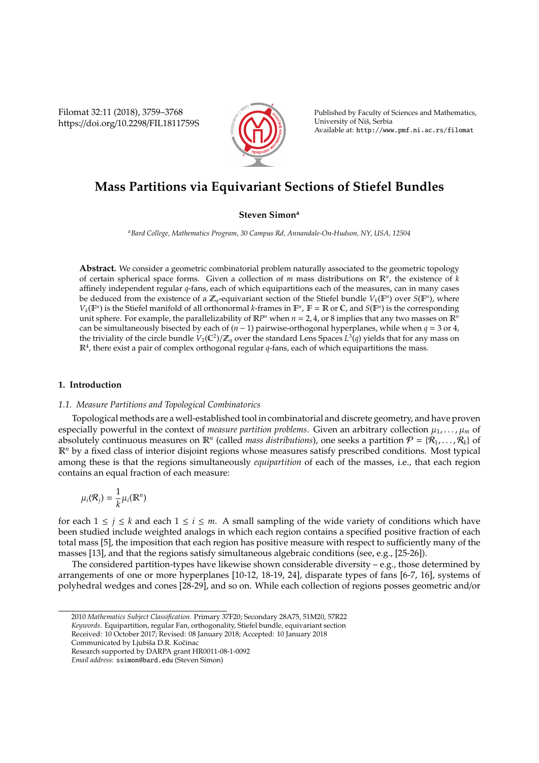# Mass Partitions via Equivariant Sections of Stiefel Bundles

**Steven Simon**[a]

[a] *Bard College, Mathematics Program, 30 Campus Rd, Annandale-On-Hudson, NY, USA, 12504*

**Abstract.** We consider a geometric combinatorial problem naturally associated to the geometric topology of certain spherical space forms. Given a collection of $m$ mass distributions on $\mathbb{R}^n$, the existence of $k$ affinely independent regular $q$-fans, each of which equipartitions each of the measures, can in many cases be deduced from the existence of a $\mathbb{Z}_q$-equivariant section of the Stiefel bundle $V_k(\mathbb{F}^n)$ over $S(\mathbb{F}^n)$, where $V_k(\mathbb{F}^n)$ is the Stiefel manifold of all orthonormal $k$-frames in $\mathbb{F}^n$, $\mathbb{F} = \mathbb{R}$ or $\mathbb{C}$, and $S(\mathbb{F}^n)$ is the corresponding unit sphere. For example, the parallelizability of $\mathbb{R}P^n$ when $n = 2, 4$, or $8$ implies that any two masses on $\mathbb{R}^n$ can be simultaneously bisected by each of $(n-1)$ pairwise-orthogonal hyperplanes, while when $q = 3$ or $4$, the triviality of the circle bundle $V_2(\mathbb{C}^2)/\mathbb{Z}_q$ over the standard Lens Spaces $L^3(q)$ yields that for any mass on $\mathbb{R}^4$, there exist a pair of complex orthogonal regular $q$-fans, each of which equipartitions the mass.

## 1. Introduction

### 1.1. Measure Partitions and Topological Combinatorics

Topological methods are a well-established tool in combinatorial and discrete geometry, and have proven especially powerful in the context of *measure partition problems*. Given an arbitrary collection $\mu_1, \ldots, \mu_m$ of absolutely continuous measures on $\mathbb{R}^n$ (called *mass distributions*), one seeks a partition $\mathcal{P} = \{\mathcal{R}_1, \ldots, \mathcal{R}_k\}$ of $\mathbb{R}^n$ by a fixed class of interior disjoint regions whose measures satisfy prescribed conditions. Most typical among these is that the regions simultaneously *equipartition* each of the masses, i.e., that each region contains an equal fraction of each measure:

$$\mu_i(\mathcal{R}_j) = \frac{1}{k}\mu_i(\mathbb{R}^n)$$

for each $1 \leq j \leq k$ and each $1 \leq i \leq m$. A small sampling of the wide variety of conditions which have been studied include weighted analogs in which each region contains a specified positive fraction of each total mass [5], the imposition that each region has positive measure with respect to sufficiently many of the masses [13], and that the regions satisfy simultaneous algebraic conditions (see, e.g., [25-26]).

The considered partition-types have likewise shown considerable diversity – e.g., those determined by arrangements of one or more hyperplanes [10-12, 18-19, 24], disparate types of fans [6-7, 16], systems of polyhedral wedges and cones [28-29], and so on. While each collection of regions posses geometric and/or

---

2010 *Mathematics Subject Classification.* Primary 37F20; Secondary 28A75, 51M20, 57R22

*Keywords.* Equipartition, regular Fan, orthogonality, Stiefel bundle, equivariant section

Received: 10 October 2017; Revised: 08 January 2018; Accepted: 10 January 2018

Communicated by Ljubiša D.R. Kočinac

Research supported by DARPA grant HR0011-08-1-0092

*Email address:* ssimon@bard.edu (Steven Simon)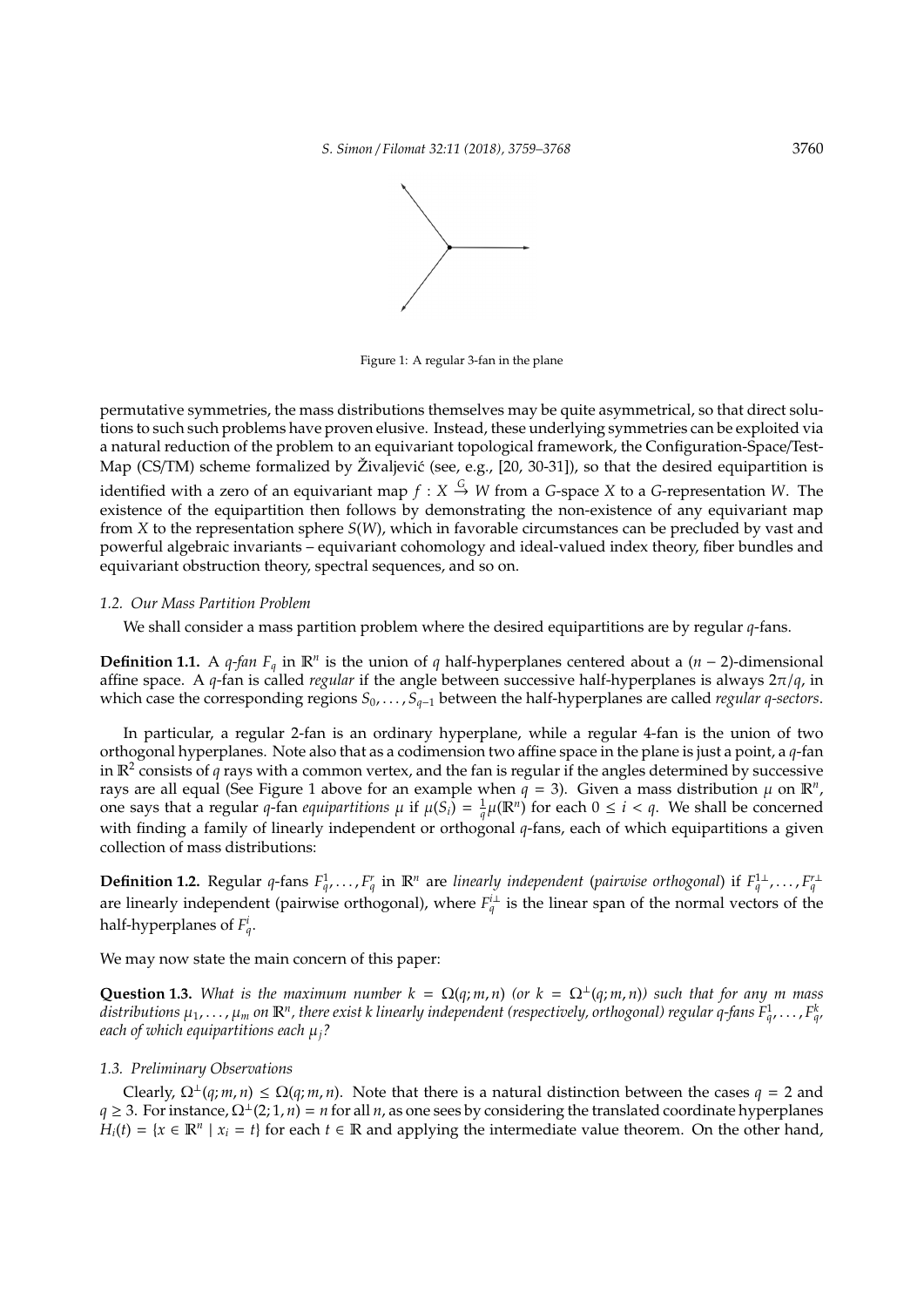Figure 1: A regular 3-fan in the plane

permutative symmetries, the mass distributions themselves may be quite asymmetrical, so that direct solutions to such such problems have proven elusive. Instead, these underlying symmetries can be exploited via a natural reduction of the problem to an equivariant topological framework, the Configuration-Space/Test-Map (CS/TM) scheme formalized by Živaljević (see, e.g., [20, 30-31]), so that the desired equipartition is identified with a zero of an equivariant map $f : X \xrightarrow{G} W$ from a $G$-space $X$ to a $G$-representation $W$. The existence of the equipartition then follows by demonstrating the non-existence of any equivariant map from $X$ to the representation sphere $S(W)$, which in favorable circumstances can be precluded by vast and powerful algebraic invariants – equivariant cohomology and ideal-valued index theory, fiber bundles and equivariant obstruction theory, spectral sequences, and so on.

### 1.2. Our Mass Partition Problem

We shall consider a mass partition problem where the desired equipartitions are by regular $q$-fans.

**Definition 1.1.** A *$q$-fan $F_q$* in $\mathbb{R}^n$ is the union of $q$ half-hyperplanes centered about a $(n-2)$-dimensional affine space. A $q$-fan is called *regular* if the angle between successive half-hyperplanes is always $2\pi/q$, in which case the corresponding regions $S_0, \ldots, S_{q-1}$ between the half-hyperplanes are called *regular $q$-sectors*.

In particular, a regular 2-fan is an ordinary hyperplane, while a regular 4-fan is the union of two orthogonal hyperplanes. Note also that as a codimension two affine space in the plane is just a point, a $q$-fan in $\mathbb{R}^2$ consists of $q$ rays with a common vertex, and the fan is regular if the angles determined by successive rays are all equal (See Figure 1 above for an example when $q = 3$). Given a mass distribution $\mu$ on $\mathbb{R}^n$, one says that a regular $q$-fan *equipartitions* $\mu$ if $\mu(S_i) = \frac{1}{q}\mu(\mathbb{R}^n)$ for each $0 \leq i < q$. We shall be concerned with finding a family of linearly independent or orthogonal $q$-fans, each of which equipartitions a given collection of mass distributions:

**Definition 1.2.** Regular $q$-fans $F_q^1, \ldots, F_q^r$ in $\mathbb{R}^n$ are *linearly independent* (*pairwise orthogonal*) if $F_q^{1\perp}, \ldots, F_q^{r\perp}$ are linearly independent (pairwise orthogonal), where $F_q^{i\perp}$ is the linear span of the normal vectors of the half-hyperplanes of $F_q^i$.

We may now state the main concern of this paper:

**Question 1.3.** *What is the maximum number $k = \Omega(q; m, n)$ (or $k = \Omega^\perp(q; m, n)$) such that for any $m$ mass distributions $\mu_1, \ldots, \mu_m$ on $\mathbb{R}^n$, there exist $k$ linearly independent (respectively, orthogonal) regular $q$-fans $F_q^1, \ldots, F_q^k$, each of which equipartitions each $\mu_j$?*

### 1.3. Preliminary Observations

Clearly, $\Omega^\perp(q; m, n) \leq \Omega(q; m, n)$. Note that there is a natural distinction between the cases $q = 2$ and $q \geq 3$. For instance, $\Omega^\perp(2; 1, n) = n$ for all $n$, as one sees by considering the translated coordinate hyperplanes $H_i(t) = \{x \in \mathbb{R}^n \mid x_i = t\}$ for each $t \in \mathbb{R}$ and applying the intermediate value theorem. On the other hand,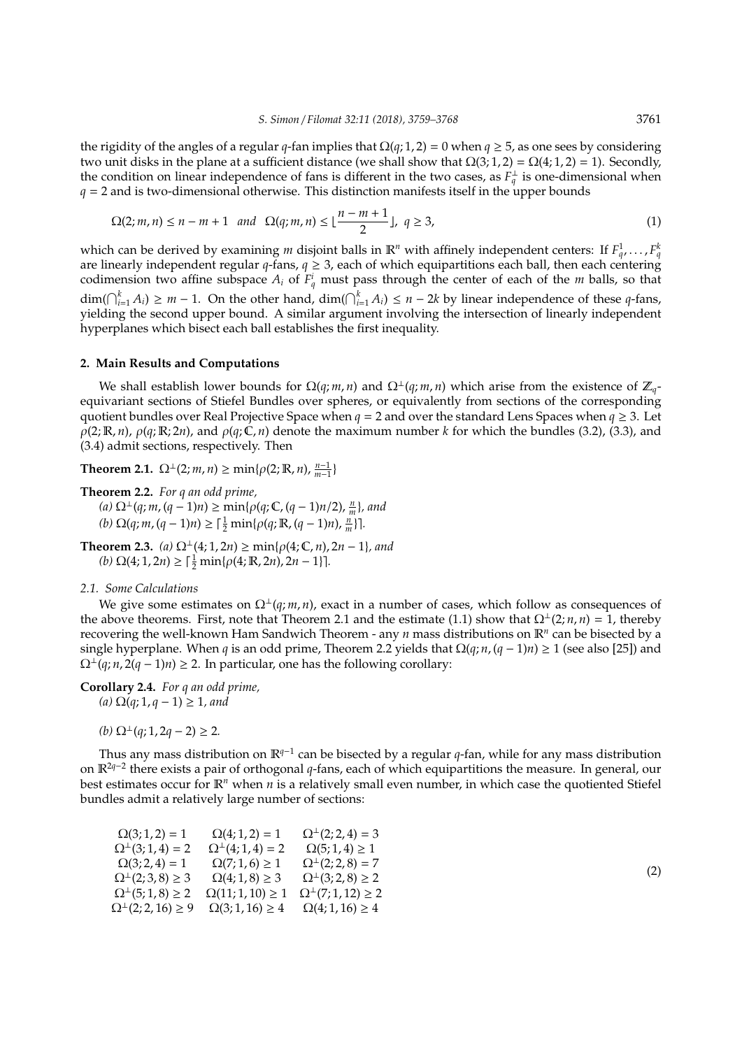the rigidity of the angles of a regular $q$-fan implies that $\Omega(q;1,2) = 0$ when $q \geq 5$, as one sees by considering two unit disks in the plane at a sufficient distance (we shall show that $\Omega(3;1,2) = \Omega(4;1,2) = 1$). Secondly, the condition on linear independence of fans is different in the two cases, as $F_q^\perp$ is one-dimensional when $q = 2$ and is two-dimensional otherwise. This distinction manifests itself in the upper bounds

$$\Omega(2;m,n) \leq n - m + 1 \quad and \quad \Omega(q;m,n) \leq \lfloor \frac{n-m+1}{2} \rfloor, \; q \geq 3, \tag{1}$$

which can be derived by examining $m$ disjoint balls in $\mathbb{R}^n$ with affinely independent centers: If $F_q^1, \ldots, F_q^k$ are linearly independent regular $q$-fans, $q \geq 3$, each of which equipartitions each ball, then each centering codimension two affine subspace $A_i$ of $F_q^i$ must pass through the center of each of the $m$ balls, so that $\dim(\bigcap_{i=1}^k A_i) \geq m - 1$. On the other hand, $\dim(\bigcap_{i=1}^k A_i) \leq n - 2k$ by linear independence of these $q$-fans, yielding the second upper bound. A similar argument involving the intersection of linearly independent hyperplanes which bisect each ball establishes the first inequality.

## 2. Main Results and Computations

We shall establish lower bounds for $\Omega(q;m,n)$ and $\Omega^\perp(q;m,n)$ which arise from the existence of $\mathbb{Z}_q$-equivariant sections of Stiefel Bundles over spheres, or equivalently from sections of the corresponding quotient bundles over Real Projective Space when $q = 2$ and over the standard Lens Spaces when $q \geq 3$. Let $\rho(2;\mathbb{R},n)$, $\rho(q;\mathbb{R};2n)$, and $\rho(q;\mathbb{C},n)$ denote the maximum number $k$ for which the bundles (3.2), (3.3), and (3.4) admit sections, respectively. Then

**Theorem 2.1.** $\Omega^\perp(2;m,n) \geq \min\{\rho(2;\mathbb{R},n), \frac{n-1}{m-1}\}$

**Theorem 2.2.** *For $q$ an odd prime,*
*(a)* $\Omega^\perp(q;m,(q-1)n) \geq \min\{\rho(q;\mathbb{C},(q-1)n/2), \frac{n}{m}\}$*, and*
*(b)* $\Omega(q;m,(q-1)n) \geq \lceil \frac{1}{2} \min\{\rho(q;\mathbb{R},(q-1)n), \frac{n}{m}\} \rceil$.

**Theorem 2.3.** *(a)* $\Omega^\perp(4;1,2n) \geq \min\{\rho(4;\mathbb{C},n), 2n-1\}$*, and*
*(b)* $\Omega(4;1,2n) \geq \lceil \frac{1}{2} \min\{\rho(4;\mathbb{R},2n), 2n-1\} \rceil$.

### 2.1. Some Calculations

We give some estimates on $\Omega^\perp(q;m,n)$, exact in a number of cases, which follow as consequences of the above theorems. First, note that Theorem 2.1 and the estimate (1.1) show that $\Omega^\perp(2;n,n) = 1$, thereby recovering the well-known Ham Sandwich Theorem - any $n$ mass distributions on $\mathbb{R}^n$ can be bisected by a single hyperplane. When $q$ is an odd prime, Theorem 2.2 yields that $\Omega(q;n,(q-1)n) \geq 1$ (see also [25]) and $\Omega^\perp(q;n,2(q-1)n) \geq 2$. In particular, one has the following corollary:

**Corollary 2.4.** *For $q$ an odd prime,*
*(a)* $\Omega(q;1,q-1) \geq 1$*, and*

*(b)* $\Omega^\perp(q;1,2q-2) \geq 2$.

Thus any mass distribution on $\mathbb{R}^{q-1}$ can be bisected by a regular $q$-fan, while for any mass distribution on $\mathbb{R}^{2q-2}$ there exists a pair of orthogonal $q$-fans, each of which equipartitions the measure. In general, our best estimates occur for $\mathbb{R}^n$ when $n$ is a relatively small even number, in which case the quotiented Stiefel bundles admit a relatively large number of sections:

$$\begin{array}{ccc}
\Omega(3;1,2) = 1 & \Omega(4;1,2) = 1 & \Omega^\perp(2;2,4) = 3 \\
\Omega^\perp(3;1,4) = 2 & \Omega^\perp(4;1,4) = 2 & \Omega(5;1,4) \geq 1 \\
\Omega(3;2,4) = 1 & \Omega(7;1,6) \geq 1 & \Omega^\perp(2;2,8) = 7 \\
\Omega^\perp(2;3,8) \geq 3 & \Omega(4;1,8) \geq 3 & \Omega^\perp(3;2,8) \geq 2 \\
\Omega^\perp(5;1,8) \geq 2 & \Omega(11;1,10) \geq 1 & \Omega^\perp(7;1,12) \geq 2 \\
\Omega^\perp(2;2,16) \geq 9 & \Omega(3;1,16) \geq 4 & \Omega(4;1,16) \geq 4
\end{array} \tag{2}$$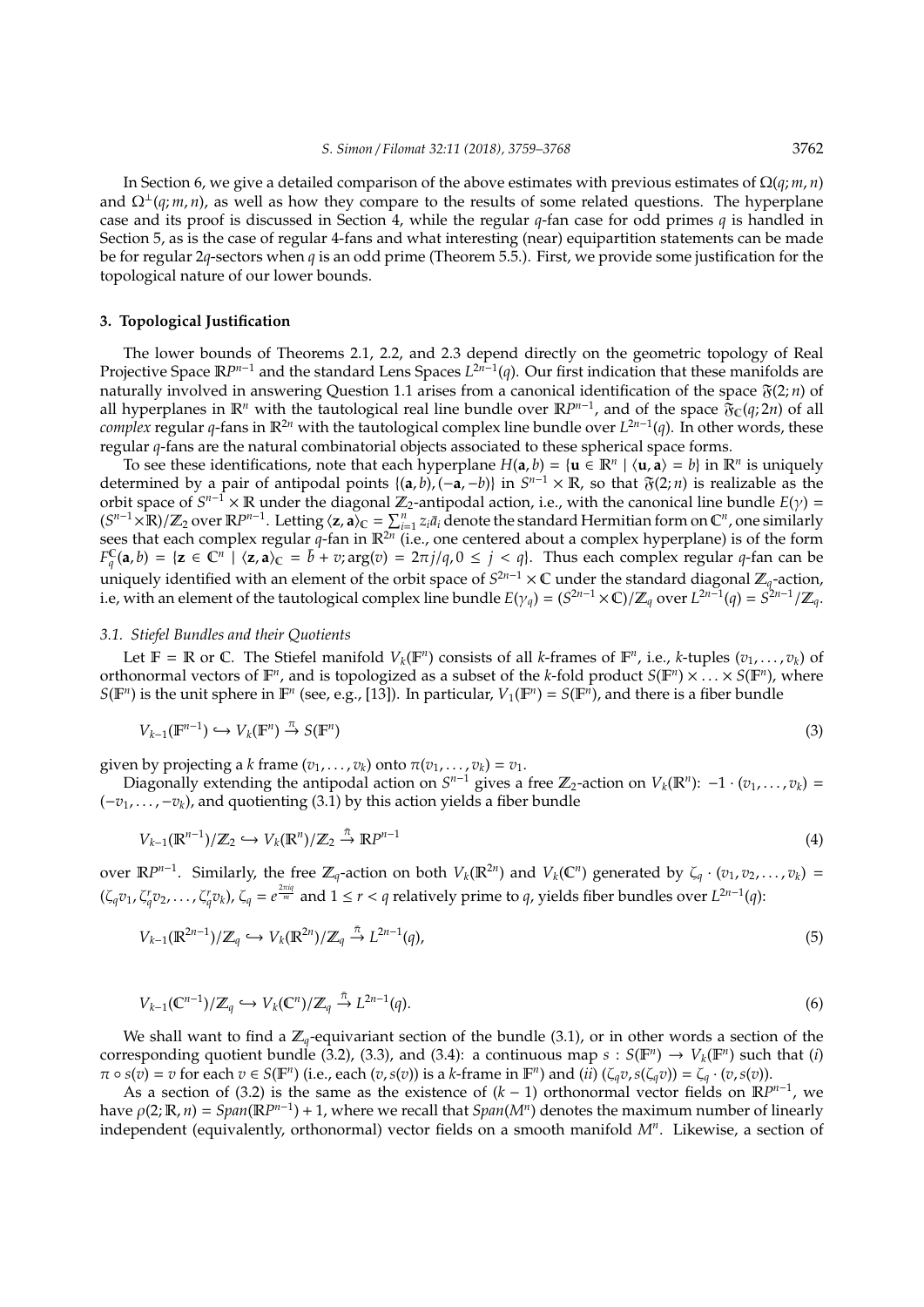In Section 6, we give a detailed comparison of the above estimates with previous estimates of $\Omega(q;m,n)$ and $\Omega^{\perp}(q;m,n)$, as well as how they compare to the results of some related questions. The hyperplane case and its proof is discussed in Section 4, while the regular $q$-fan case for odd primes $q$ is handled in Section 5, as is the case of regular 4-fans and what interesting (near) equipartition statements can be made be for regular $2q$-sectors when $q$ is an odd prime (Theorem 5.5.). First, we provide some justification for the topological nature of our lower bounds.

## 3. Topological Justification

The lower bounds of Theorems 2.1, 2.2, and 2.3 depend directly on the geometric topology of Real Projective Space $\mathbb{R}P^{n-1}$ and the standard Lens Spaces $L^{2n-1}(q)$. Our first indication that these manifolds are naturally involved in answering Question 1.1 arises from a canonical identification of the space $\mathfrak{F}(2;n)$ of all hyperplanes in $\mathbb{R}^n$ with the tautological real line bundle over $\mathbb{R}P^{n-1}$, and of the space $\mathfrak{F}_{\mathbb{C}}(q;2n)$ of all *complex* regular $q$-fans in $\mathbb{R}^{2n}$ with the tautological complex line bundle over $L^{2n-1}(q)$. In other words, these regular $q$-fans are the natural combinatorial objects associated to these spherical space forms.

To see these identifications, note that each hyperplane $H(\mathbf{a},b) = \{\mathbf{u} \in \mathbb{R}^n \mid \langle \mathbf{u}, \mathbf{a}\rangle = b\}$ in $\mathbb{R}^n$ is uniquely determined by a pair of antipodal points $\{(\mathbf{a},b),(-\mathbf{a},-b)\}$ in $S^{n-1}\times\mathbb{R}$, so that $\mathfrak{F}(2;n)$ is realizable as the orbit space of $S^{n-1}\times\mathbb{R}$ under the diagonal $\mathbb{Z}_2$-antipodal action, i.e., with the canonical line bundle $E(\gamma) = (S^{n-1}\times\mathbb{R})/\mathbb{Z}_2$ over $\mathbb{R}P^{n-1}$. Letting $\langle \mathbf{z},\mathbf{a}\rangle_{\mathbb{C}} = \sum_{i=1}^n z_i\bar{a}_i$ denote the standard Hermitian form on $\mathbb{C}^n$, one similarly sees that each complex regular $q$-fan in $\mathbb{R}^{2n}$ (i.e., one centered about a complex hyperplane) is of the form $F_q^{\mathbb{C}}(\mathbf{a},b) = \{\mathbf{z}\in\mathbb{C}^n \mid \langle \mathbf{z},\mathbf{a}\rangle_{\mathbb{C}} = \bar{b}+v; \arg(v) = 2\pi j/q, 0\le j<q\}$. Thus each complex regular $q$-fan can be uniquely identified with an element of the orbit space of $S^{2n-1}\times\mathbb{C}$ under the standard diagonal $\mathbb{Z}_q$-action, i.e, with an element of the tautological complex line bundle $E(\gamma_q) = (S^{2n-1}\times\mathbb{C})/\mathbb{Z}_q$ over $L^{2n-1}(q) = S^{2n-1}/\mathbb{Z}_q$.

### 3.1. Stiefel Bundles and their Quotients

Let $\mathbb{F} = \mathbb{R}$ or $\mathbb{C}$. The Stiefel manifold $V_k(\mathbb{F}^n)$ consists of all $k$-frames of $\mathbb{F}^n$, i.e., $k$-tuples $(v_1,\ldots,v_k)$ of orthonormal vectors of $\mathbb{F}^n$, and is topologized as a subset of the $k$-fold product $S(\mathbb{F}^n)\times\ldots\times S(\mathbb{F}^n)$, where $S(\mathbb{F}^n)$ is the unit sphere in $\mathbb{F}^n$ (see, e.g., [13]). In particular, $V_1(\mathbb{F}^n) = S(\mathbb{F}^n)$, and there is a fiber bundle

$$V_{k-1}(\mathbb{F}^{n-1}) \hookrightarrow V_k(\mathbb{F}^n) \xrightarrow{\pi} S(\mathbb{F}^n) \tag{3}$$

given by projecting a $k$ frame $(v_1,\ldots,v_k)$ onto $\pi(v_1,\ldots,v_k) = v_1$.

Diagonally extending the antipodal action on $S^{n-1}$ gives a free $\mathbb{Z}_2$-action on $V_k(\mathbb{R}^n)$: $-1\cdot(v_1,\ldots,v_k) = (-v_1,\ldots,-v_k)$, and quotienting (3.1) by this action yields a fiber bundle

$$V_{k-1}(\mathbb{R}^{n-1})/\mathbb{Z}_2 \hookrightarrow V_k(\mathbb{R}^n)/\mathbb{Z}_2 \xrightarrow{\bar{\pi}} \mathbb{R}P^{n-1} \tag{4}$$

over $\mathbb{R}P^{n-1}$. Similarly, the free $\mathbb{Z}_q$-action on both $V_k(\mathbb{R}^{2n})$ and $V_k(\mathbb{C}^n)$ generated by $\zeta_q\cdot(v_1,v_2,\ldots,v_k) = (\zeta_q v_1, \zeta_q^r v_2,\ldots,\zeta_q^r v_k)$, $\zeta_q = e^{\frac{2\pi i q}{m}}$ and $1\le r<q$ relatively prime to $q$, yields fiber bundles over $L^{2n-1}(q)$:

$$V_{k-1}(\mathbb{R}^{2n-1})/\mathbb{Z}_q \hookrightarrow V_k(\mathbb{R}^{2n})/\mathbb{Z}_q \xrightarrow{\bar{\pi}} L^{2n-1}(q), \tag{5}$$

$$V_{k-1}(\mathbb{C}^{n-1})/\mathbb{Z}_q \hookrightarrow V_k(\mathbb{C}^n)/\mathbb{Z}_q \xrightarrow{\bar{\pi}} L^{2n-1}(q). \tag{6}$$

We shall want to find a $\mathbb{Z}_q$-equivariant section of the bundle (3.1), or in other words a section of the corresponding quotient bundle (3.2), (3.3), and (3.4): a continuous map $s: S(\mathbb{F}^n)\to V_k(\mathbb{F}^n)$ such that (*i*) $\pi\circ s(v) = v$ for each $v\in S(\mathbb{F}^n)$ (i.e., each $(v,s(v))$ is a $k$-frame in $\mathbb{F}^n$) and (*ii*) $(\zeta_q v, s(\zeta_q v)) = \zeta_q\cdot(v,s(v))$.

As a section of (3.2) is the same as the existence of $(k-1)$ orthonormal vector fields on $\mathbb{R}P^{n-1}$, we have $\rho(2;\mathbb{R},n) = Span(\mathbb{R}P^{n-1})+1$, where we recall that $Span(M^n)$ denotes the maximum number of linearly independent (equivalently, orthonormal) vector fields on a smooth manifold $M^n$. Likewise, a section of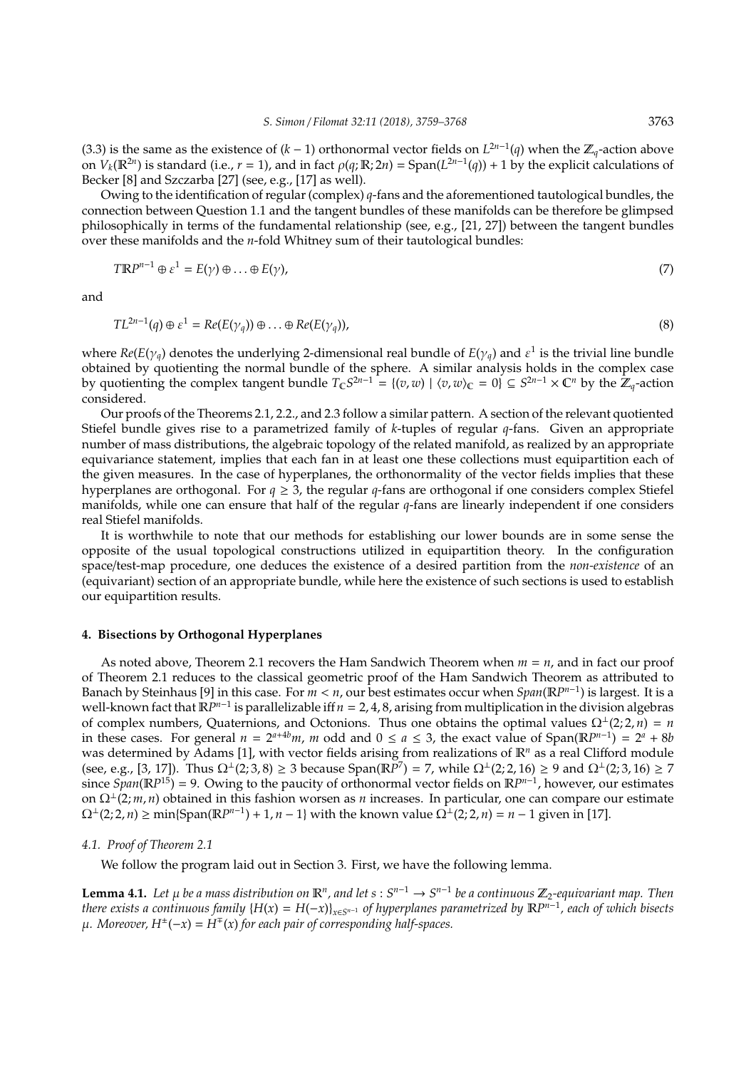(3.3) is the same as the existence of $(k-1)$ orthonormal vector fields on $L^{2n-1}(q)$ when the $\mathbb{Z}_q$-action above on $V_k(\mathbb{R}^{2n})$ is standard (i.e., $r=1$), and in fact $\rho(q;\mathbb{R};2n) = \mathrm{Span}(L^{2n-1}(q)) + 1$ by the explicit calculations of Becker [8] and Szczarba [27] (see, e.g., [17] as well).

Owing to the identification of regular (complex) $q$-fans and the aforementioned tautological bundles, the connection between Question 1.1 and the tangent bundles of these manifolds can be therefore be glimpsed philosophically in terms of the fundamental relationship (see, e.g., [21, 27]) between the tangent bundles over these manifolds and the $n$-fold Whitney sum of their tautological bundles:

$$T\mathbb{R}P^{n-1} \oplus \varepsilon^1 = E(\gamma) \oplus \ldots \oplus E(\gamma), \tag{7}$$

and

$$TL^{2n-1}(q) \oplus \varepsilon^1 = Re(E(\gamma_q)) \oplus \ldots \oplus Re(E(\gamma_q)), \tag{8}$$

where $Re(E(\gamma_q))$ denotes the underlying 2-dimensional real bundle of $E(\gamma_q)$ and $\varepsilon^1$ is the trivial line bundle obtained by quotienting the normal bundle of the sphere. A similar analysis holds in the complex case by quotienting the complex tangent bundle $T_{\mathbb{C}}S^{2n-1} = \{(v,w) \mid \langle v,w\rangle_{\mathbb{C}} = 0\} \subseteq S^{2n-1} \times \mathbb{C}^n$ by the $\mathbb{Z}_q$-action considered.

Our proofs of the Theorems 2.1, 2.2., and 2.3 follow a similar pattern. A section of the relevant quotiented Stiefel bundle gives rise to a parametrized family of $k$-tuples of regular $q$-fans. Given an appropriate number of mass distributions, the algebraic topology of the related manifold, as realized by an appropriate equivariance statement, implies that each fan in at least one these collections must equipartition each of the given measures. In the case of hyperplanes, the orthonormality of the vector fields implies that these hyperplanes are orthogonal. For $q \geq 3$, the regular $q$-fans are orthogonal if one considers complex Stiefel manifolds, while one can ensure that half of the regular $q$-fans are linearly independent if one considers real Stiefel manifolds.

It is worthwhile to note that our methods for establishing our lower bounds are in some sense the opposite of the usual topological constructions utilized in equipartition theory. In the configuration space/test-map procedure, one deduces the existence of a desired partition from the *non-existence* of an (equivariant) section of an appropriate bundle, while here the existence of such sections is used to establish our equipartition results.

## 4. Bisections by Orthogonal Hyperplanes

As noted above, Theorem 2.1 recovers the Ham Sandwich Theorem when $m = n$, and in fact our proof of Theorem 2.1 reduces to the classical geometric proof of the Ham Sandwich Theorem as attributed to Banach by Steinhaus [9] in this case. For $m < n$, our best estimates occur when $Span(\mathbb{R}P^{n-1})$ is largest. It is a well-known fact that $\mathbb{R}P^{n-1}$ is parallelizable iff $n = 2, 4, 8$, arising from multiplication in the division algebras of complex numbers, Quaternions, and Octonions. Thus one obtains the optimal values $\Omega^{\perp}(2;2,n) = n$ in these cases. For general $n = 2^{a+4b}m$, $m$ odd and $0 \leq a \leq 3$, the exact value of $\mathrm{Span}(\mathbb{R}P^{n-1}) = 2^a + 8b$ was determined by Adams [1], with vector fields arising from realizations of $\mathbb{R}^n$ as a real Clifford module (see, e.g., [3, 17]). Thus $\Omega^{\perp}(2;3,8) \geq 3$ because $\mathrm{Span}(\mathbb{R}P^7) = 7$, while $\Omega^{\perp}(2;2,16) \geq 9$ and $\Omega^{\perp}(2;3,16) \geq 7$ since $Span(\mathbb{R}P^{15}) = 9$. Owing to the paucity of orthonormal vector fields on $\mathbb{R}P^{n-1}$, however, our estimates on $\Omega^{\perp}(2;m,n)$ obtained in this fashion worsen as $n$ increases. In particular, one can compare our estimate $\Omega^{\perp}(2;2,n) \geq \min\{\mathrm{Span}(\mathbb{R}P^{n-1}) + 1, n-1\}$ with the known value $\Omega^{\perp}(2;2,n) = n-1$ given in [17].

### 4.1. Proof of Theorem 2.1

We follow the program laid out in Section 3. First, we have the following lemma.

**Lemma 4.1.** *Let $\mu$ be a mass distribution on $\mathbb{R}^n$, and let $s : S^{n-1} \to S^{n-1}$ be a continuous $\mathbb{Z}_2$-equivariant map. Then there exists a continuous family $\{H(x) = H(-x)\}_{x \in S^{n-1}}$ of hyperplanes parametrized by $\mathbb{R}P^{n-1}$, each of which bisects $\mu$. Moreover, $H^{\pm}(-x) = H^{\mp}(x)$ for each pair of corresponding half-spaces.*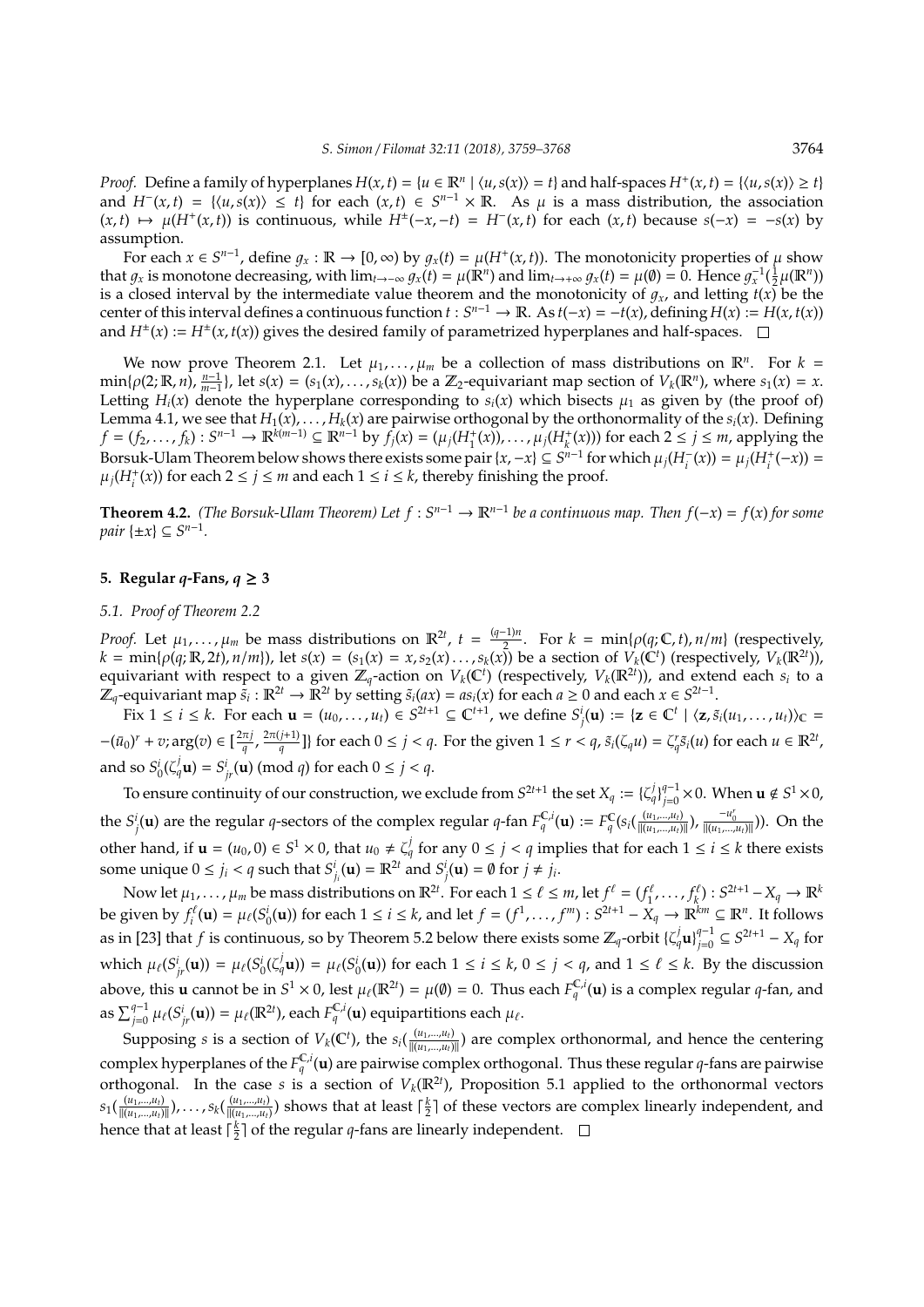*Proof.* Define a family of hyperplanes $H(x,t) = \{u \in \mathbb{R}^n \mid \langle u, s(x)\rangle = t\}$ and half-spaces $H^+(x,t) = \{\langle u, s(x)\rangle \geq t\}$ and $H^-(x,t) = \{\langle u, s(x)\rangle \leq t\}$ for each $(x,t) \in S^{n-1} \times \mathbb{R}$. As $\mu$ is a mass distribution, the association $(x,t) \mapsto \mu(H^+(x,t))$ is continuous, while $H^\pm(-x,-t) = H^-(x,t)$ for each $(x,t)$ because $s(-x) = -s(x)$ by assumption.

For each $x \in S^{n-1}$, define $g_x : \mathbb{R} \to [0,\infty)$ by $g_x(t) = \mu(H^+(x,t))$. The monotonicity properties of $\mu$ show that $g_x$ is monotone decreasing, with $\lim_{t\to-\infty} g_x(t) = \mu(\mathbb{R}^n)$ and $\lim_{t\to+\infty} g_x(t) = \mu(\emptyset) = 0$. Hence $g_x^{-1}(\frac{1}{2}\mu(\mathbb{R}^n))$ is a closed interval by the intermediate value theorem and the monotonicity of $g_x$, and letting $t(x)$ be the center of this interval defines a continuous function $t : S^{n-1} \to \mathbb{R}$. As $t(-x) = -t(x)$, defining $H(x) := H(x, t(x))$ and $H^\pm(x) := H^\pm(x, t(x))$ gives the desired family of parametrized hyperplanes and half-spaces. $\square$

We now prove Theorem 2.1. Let $\mu_1, \ldots, \mu_m$ be a collection of mass distributions on $\mathbb{R}^n$. For $k = \min\{\rho(2;\mathbb{R},n), \frac{n-1}{m-1}\}$, let $s(x) = (s_1(x), \ldots, s_k(x))$ be a $\mathbb{Z}_2$-equivariant map section of $V_k(\mathbb{R}^n)$, where $s_1(x) = x$. Letting $H_i(x)$ denote the hyperplane corresponding to $s_i(x)$ which bisects $\mu_1$ as given by (the proof of) Lemma 4.1, we see that $H_1(x), \ldots, H_k(x)$ are pairwise orthogonal by the orthonormality of the $s_i(x)$. Defining $f = (f_2, \ldots, f_k) : S^{n-1} \to \mathbb{R}^{k(m-1)} \subseteq \mathbb{R}^{n-1}$ by $f_j(x) = (\mu_j(H_1^+(x)), \ldots, \mu_j(H_k^+(x)))$ for each $2 \leq j \leq m$, applying the Borsuk-Ulam Theorem below shows there exists some pair $\{x, -x\} \subseteq S^{n-1}$ for which $\mu_j(H_i^-(x)) = \mu_j(H_i^+(-x)) = \mu_j(H_i^+(x))$ for each $2 \leq j \leq m$ and each $1 \leq i \leq k$, thereby finishing the proof.

**Theorem 4.2.** *(The Borsuk-Ulam Theorem) Let $f : S^{n-1} \to \mathbb{R}^{n-1}$ be a continuous map. Then $f(-x) = f(x)$ for some pair $\{\pm x\} \subseteq S^{n-1}$.*

## 5. Regular $q$-Fans, $q \geq 3$

### 5.1. Proof of Theorem 2.2

*Proof.* Let $\mu_1, \ldots, \mu_m$ be mass distributions on $\mathbb{R}^{2t}$, $t = \frac{(q-1)n}{2}$. For $k = \min\{\rho(q;\mathbb{C},t), n/m\}$ (respectively, $k = \min\{\rho(q;\mathbb{R},2t), n/m\}$), let $s(x) = (s_1(x) = x, s_2(x) \ldots, s_k(x))$ be a section of $V_k(\mathbb{C}^t)$ (respectively, $V_k(\mathbb{R}^{2t})$), equivariant with respect to a given $\mathbb{Z}_q$-action on $V_k(\mathbb{C}^t)$ (respectively, $V_k(\mathbb{R}^{2t})$), and extend each $s_i$ to a $\mathbb{Z}_q$-equivariant map $\tilde{s}_i : \mathbb{R}^{2t} \to \mathbb{R}^{2t}$ by setting $\tilde{s}_i(ax) = as_i(x)$ for each $a \geq 0$ and each $x \in S^{2t-1}$.

Fix $1 \leq i \leq k$. For each $\mathbf{u} = (u_0, \ldots, u_t) \in S^{2t+1} \subseteq \mathbb{C}^{t+1}$, we define $S_j^i(\mathbf{u}) := \{\mathbf{z} \in \mathbb{C}^t \mid \langle \mathbf{z}, \tilde{s}_i(u_1, \ldots, u_t)\rangle_{\mathbb{C}} = -(\bar{u}_0)^r + v; \arg(v) \in [\frac{2\pi j}{q}, \frac{2\pi(j+1)}{q}]\}$ for each $0 \leq j < q$. For the given $1 \leq r < q$, $\tilde{s}_i(\zeta_q u) = \zeta_q^r \tilde{s}_i(u)$ for each $u \in \mathbb{R}^{2t}$, and so $S_0^i(\zeta_q^j \mathbf{u}) = S_{jr}^i(\mathbf{u}) \pmod q$ for each $0 \leq j < q$.

To ensure continuity of our construction, we exclude from $S^{2t+1}$ the set $X_q := \{\zeta_q^j\}_{j=0}^{q-1} \times 0$. When $\mathbf{u} \notin S^1 \times 0$, the $S_j^i(\mathbf{u})$ are the regular $q$-sectors of the complex regular $q$-fan $F_q^{\mathbb{C},i}(\mathbf{u}) := F_q^{\mathbb{C}}(s_i(\frac{(u_1,\ldots,u_t)}{\|(u_1,\ldots,u_t)\|}), \frac{-u_0^r}{\|(u_1,\ldots,u_t)\|}))$. On the other hand, if $\mathbf{u} = (u_0, 0) \in S^1 \times 0$, that $u_0 \neq \zeta_q^j$ for any $0 \leq j < q$ implies that for each $1 \leq i \leq k$ there exists some unique $0 \leq j_i < q$ such that $S_{j_i}^i(\mathbf{u}) = \mathbb{R}^{2t}$ and $S_j^i(\mathbf{u}) = \emptyset$ for $j \neq j_i$.

Now let $\mu_1, \ldots, \mu_m$ be mass distributions on $\mathbb{R}^{2t}$. For each $1 \leq \ell \leq m$, let $f^\ell = (f_1^\ell, \ldots, f_k^\ell) : S^{2t+1} - X_q \to \mathbb{R}^k$ be given by $f_i^\ell(\mathbf{u}) = \mu_\ell(S_0^i(\mathbf{u}))$ for each $1 \leq i \leq k$, and let $f = (f^1, \ldots, f^m) : S^{2t+1} - X_q \to \mathbb{R}^{km} \subseteq \mathbb{R}^n$. It follows as in [23] that $f$ is continuous, so by Theorem 5.2 below there exists some $\mathbb{Z}_q$-orbit $\{\zeta_q^j \mathbf{u}\}_{j=0}^{q-1} \subseteq S^{2t+1} - X_q$ for which $\mu_\ell(S_{jr}^i(\mathbf{u})) = \mu_\ell(S_0^i(\zeta_q^j \mathbf{u})) = \mu_\ell(S_0^i(\mathbf{u}))$ for each $1 \leq i \leq k$, $0 \leq j < q$, and $1 \leq \ell \leq k$. By the discussion above, this $\mathbf{u}$ cannot be in $S^1 \times 0$, lest $\mu_\ell(\mathbb{R}^{2t}) = \mu(\emptyset) = 0$. Thus each $F_q^{\mathbb{C},i}(\mathbf{u})$ is a complex regular $q$-fan, and as $\sum_{j=0}^{q-1} \mu_\ell(S_{jr}^i(\mathbf{u})) = \mu_\ell(\mathbb{R}^{2t})$, each $F_q^{\mathbb{C},i}(\mathbf{u})$ equipartitions each $\mu_\ell$.

Supposing $s$ is a section of $V_k(\mathbb{C}^t)$, the $s_i(\frac{(u_1,\ldots,u_t)}{\|(u_1,\ldots,u_t)\|})$ are complex orthonormal, and hence the centering complex hyperplanes of the $F_q^{\mathbb{C},i}(\mathbf{u})$ are pairwise complex orthogonal. Thus these regular $q$-fans are pairwise orthogonal. In the case $s$ is a section of $V_k(\mathbb{R}^{2t})$, Proposition 5.1 applied to the orthonormal vectors $s_1(\frac{(u_1,\ldots,u_t)}{\|(u_1,\ldots,u_t)\|}), \ldots, s_k(\frac{(u_1,\ldots,u_t)}{\|(u_1,\ldots,u_t)\|})$ shows that at least $\lceil \frac{k}{2} \rceil$ of these vectors are complex linearly independent, and hence that at least $\lceil \frac{k}{2} \rceil$ of the regular $q$-fans are linearly independent. $\square$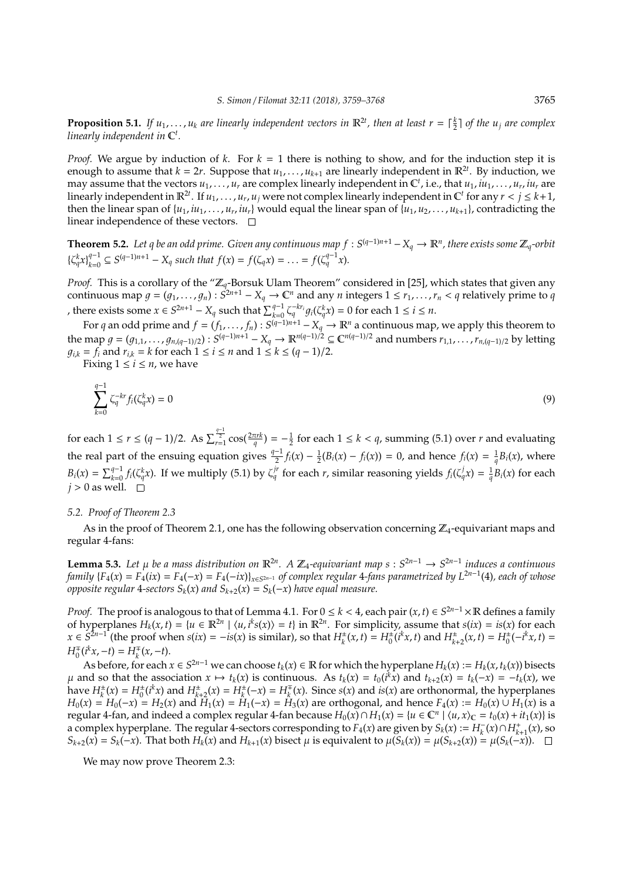**Proposition 5.1.** *If $u_1, \ldots, u_k$ are linearly independent vectors in $\mathbb{R}^{2t}$, then at least $r = \lceil \frac{k}{2} \rceil$ of the $u_j$ are complex linearly independent in $\mathbb{C}^t$.*

*Proof.* We argue by induction of $k$. For $k = 1$ there is nothing to show, and for the induction step it is enough to assume that $k = 2r$. Suppose that $u_1, \ldots, u_{k+1}$ are linearly independent in $\mathbb{R}^{2t}$. By induction, we may assume that the vectors $u_1, \ldots, u_r$ are complex linearly independent in $\mathbb{C}^t$, i.e., that $u_1, iu_1, \ldots, u_r, iu_r$ are linearly independent in $\mathbb{R}^{2t}$. If $u_1, \ldots, u_r, u_j$ were not complex linearly independent in $\mathbb{C}^t$ for any $r < j \leq k+1$, then the linear span of $\{u_1, iu_1, \ldots, u_r, iu_r\}$ would equal the linear span of $\{u_1, u_2, \ldots, u_{k+1}\}$, contradicting the linear independence of these vectors. □

**Theorem 5.2.** *Let $q$ be an odd prime. Given any continuous map $f : S^{(q-1)n+1} - X_q \to \mathbb{R}^n$, there exists some $\mathbb{Z}_q$-orbit $\{\zeta_q^k x\}_{k=0}^{q-1} \subseteq S^{(q-1)n+1} - X_q$ such that $f(x) = f(\zeta_q x) = \ldots = f(\zeta_q^{q-1} x)$.*

*Proof.* This is a corollary of the "$\mathbb{Z}_q$-Borsuk Ulam Theorem" considered in [25], which states that given any continuous map $g = (g_1, \ldots, g_n) : S^{2n+1} - X_q \to \mathbb{C}^n$ and any $n$ integers $1 \leq r_1, \ldots, r_n < q$ relatively prime to $q$ , there exists some $x \in S^{2n+1} - X_q$ such that $\sum_{k=0}^{q-1} \zeta_q^{-kr_i} g_i(\zeta_q^k x) = 0$ for each $1 \leq i \leq n$.

For $q$ an odd prime and $f = (f_1, \ldots, f_n) : S^{(q-1)n+1} - X_q \to \mathbb{R}^n$ a continuous map, we apply this theorem to the map $g = (g_{1,1}, \ldots, g_{n,(q-1)/2}) : S^{(q-1)n+1} - X_q \to \mathbb{R}^{n(q-1)/2} \subseteq \mathbb{C}^{n(q-1)/2}$ and numbers $r_{1,1}, \ldots, r_{n,(q-1)/2}$ by letting $g_{i,k} = f_i$ and $r_{i,k} = k$ for each $1 \leq i \leq n$ and $1 \leq k \leq (q-1)/2$.

Fixing $1 \leq i \leq n$, we have

$$
\sum_{k=0}^{q-1} \zeta_q^{-kr} f_i(\zeta_q^k x) = 0 \tag{9}
$$

for each $1 \leq r \leq (q-1)/2$. As $\sum_{r=1}^{\frac{q-1}{2}} \cos(\frac{2\pi rk}{q}) = -\frac{1}{2}$ for each $1 \leq k < q$, summing (5.1) over $r$ and evaluating the real part of the ensuing equation gives $\frac{q-1}{2} f_i(x) - \frac{1}{2}(B_i(x) - f_i(x)) = 0$, and hence $f_i(x) = \frac{1}{q} B_i(x)$, where $B_i(x) = \sum_{k=0}^{q-1} f_i(\zeta_q^k x)$. If we multiply (5.1) by $\zeta_q^{jr}$ for each $r$, similar reasoning yields $f_i(\zeta_q^j x) = \frac{1}{q} B_i(x)$ for each $j > 0$ as well. □

### 5.2. Proof of Theorem 2.3

As in the proof of Theorem 2.1, one has the following observation concerning $\mathbb{Z}_4$-equivariant maps and regular 4-fans:

**Lemma 5.3.** *Let $\mu$ be a mass distribution on $\mathbb{R}^{2n}$. A $\mathbb{Z}_4$-equivariant map $s : S^{2n-1} \to S^{2n-1}$ induces a continuous family $\{F_4(x) = F_4(ix) = F_4(-x) = F_4(-ix)\}_{x \in S^{2n-1}}$ of complex regular 4-fans parametrized by $L^{2n-1}(4)$, each of whose opposite regular 4-sectors $S_k(x)$ and $S_{k+2}(x) = S_k(-x)$ have equal measure.*

*Proof.* The proof is analogous to that of Lemma 4.1. For $0 \leq k < 4$, each pair $(x, t) \in S^{2n-1} \times \mathbb{R}$ defines a family of hyperplanes $H_k(x, t) = \{u \in \mathbb{R}^{2n} \mid \langle u, i^k s(x) \rangle = t\}$ in $\mathbb{R}^{2n}$. For simplicity, assume that $s(ix) = is(x)$ for each $x \in S^{2n-1}$ (the proof when $s(ix) = -is(x)$ is similar), so that $H_k^{\pm}(x, t) = H_0^{\pm}(i^k x, t)$ and $H_{k+2}^{\pm}(x, t) = H_0^{\pm}(-i^k x, t) = H_0^{\mp}(i^k x, -t) = H_k^{\mp}(x, -t)$.

As before, for each $x \in S^{2n-1}$ we can choose $t_k(x) \in \mathbb{R}$ for which the hyperplane $H_k(x) := H_k(x, t_k(x))$ bisects $\mu$ and so that the association $x \mapsto t_k(x)$ is continuous. As $t_k(x) = t_0(i^k x)$ and $t_{k+2}(x) = t_k(-x) = -t_k(x)$, we have $H_k^{\pm}(x) = H_0^{\pm}(i^k x)$ and $H_{k+2}^{\pm}(x) = H_k^{\pm}(-x) = H_k^{\mp}(x)$. Since $s(x)$ and $is(x)$ are orthonormal, the hyperplanes $H_0(x) = H_0(-x) = H_2(x)$ and $H_1(x) = H_1(-x) = H_3(x)$ are orthogonal, and hence $F_4(x) := H_0(x) \cup H_1(x)$ is a regular 4-fan, and indeed a complex regular 4-fan because $H_0(x) \cap H_1(x) = \{u \in \mathbb{C}^n \mid \langle u, x \rangle_{\mathbb{C}} = t_0(x) + it_1(x)\}$ is a complex hyperplane. The regular 4-sectors corresponding to $F_4(x)$ are given by $S_k(x) := H_k^-(x) \cap H_{k+1}^+(x)$, so $S_{k+2}(x) = S_k(-x)$. That both $H_k(x)$ and $H_{k+1}(x)$ bisect $\mu$ is equivalent to $\mu(S_k(x)) = \mu(S_{k+2}(x)) = \mu(S_k(-x))$. □

We may now prove Theorem 2.3: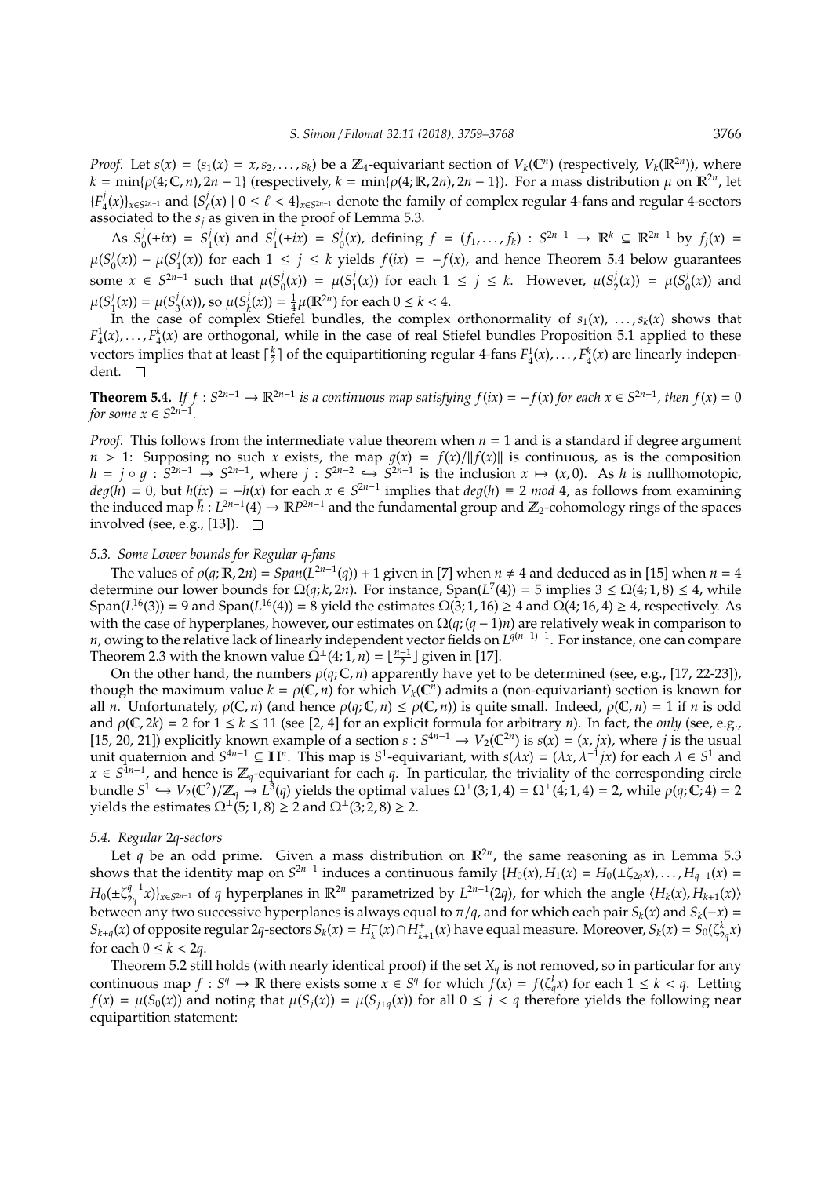*Proof.* Let $s(x) = (s_1(x) = x, s_2, \ldots, s_k)$ be a $\mathbb{Z}_4$-equivariant section of $V_k(\mathbb{C}^n)$ (respectively, $V_k(\mathbb{R}^{2n})$), where $k = \min\{\rho(4;\mathbb{C}, n), 2n-1\}$ (respectively, $k = \min\{\rho(4;\mathbb{R}, 2n), 2n-1\}$). For a mass distribution $\mu$ on $\mathbb{R}^{2n}$, let $\{F_4^j(x)\}_{x\in S^{2n-1}}$ and $\{S_\ell^j(x) \mid 0 \leq \ell < 4\}_{x\in S^{2n-1}}$ denote the family of complex regular 4-fans and regular 4-sectors associated to the $s_j$ as given in the proof of Lemma 5.3.

As $S_0^j(\pm ix) = S_1^j(x)$ and $S_1^j(\pm ix) = S_0^j(x)$, defining $f = (f_1, \ldots, f_k) : S^{2n-1} \to \mathbb{R}^k \subseteq \mathbb{R}^{2n-1}$ by $f_j(x) = \mu(S_0^j(x)) - \mu(S_1^j(x))$ for each $1 \leq j \leq k$ yields $f(ix) = -f(x)$, and hence Theorem 5.4 below guarantees some $x \in S^{2n-1}$ such that $\mu(S_0^j(x)) = \mu(S_1^j(x))$ for each $1 \leq j \leq k$. However, $\mu(S_2^j(x)) = \mu(S_0^j(x))$ and $\mu(S_1^j(x)) = \mu(S_3^j(x))$, so $\mu(S_k^j(x)) = \frac{1}{4}\mu(\mathbb{R}^{2n})$ for each $0 \leq k < 4$.

In the case of complex Stiefel bundles, the complex orthonormality of $s_1(x), \ldots, s_k(x)$ shows that $F_4^1(x), \ldots, F_4^k(x)$ are orthogonal, while in the case of real Stiefel bundles Proposition 5.1 applied to these vectors implies that at least $\lceil \frac{k}{2} \rceil$ of the equipartitioning regular 4-fans $F_4^1(x), \ldots, F_4^k(x)$ are linearly independent. $\square$

**Theorem 5.4.** *If $f : S^{2n-1} \to \mathbb{R}^{2n-1}$ is a continuous map satisfying $f(ix) = -f(x)$ for each $x \in S^{2n-1}$, then $f(x) = 0$ for some $x \in S^{2n-1}$.*

*Proof.* This follows from the intermediate value theorem when $n = 1$ and is a standard if degree argument $n > 1$: Supposing no such $x$ exists, the map $g(x) = f(x)/\|f(x)\|$ is continuous, as is the composition $h = j \circ g : S^{2n-1} \to S^{2n-1}$, where $j : S^{2n-2} \hookrightarrow S^{2n-1}$ is the inclusion $x \mapsto (x, 0)$. As $h$ is nullhomotopic, $deg(h) = 0$, but $h(ix) = -h(x)$ for each $x \in S^{2n-1}$ implies that $deg(h) \equiv 2 \ mod\ 4$, as follows from examining the induced map $\bar{h} : L^{2n-1}(4) \to \mathbb{R}P^{2n-1}$ and the fundamental group and $\mathbb{Z}_2$-cohomology rings of the spaces involved (see, e.g., [13]). $\square$

### *5.3. Some Lower bounds for Regular q-fans*

The values of $\rho(q;\mathbb{R}, 2n) = Span(L^{2n-1}(q)) + 1$ given in [7] when $n \neq 4$ and deduced as in [15] when $n = 4$ determine our lower bounds for $\Omega(q; k, 2n)$. For instance, $\text{Span}(L^7(4)) = 5$ implies $3 \leq \Omega(4; 1, 8) \leq 4$, while $\text{Span}(L^{16}(3)) = 9$ and $\text{Span}(L^{16}(4)) = 8$ yield the estimates $\Omega(3; 1, 16) \geq 4$ and $\Omega(4; 16, 4) \geq 4$, respectively. As with the case of hyperplanes, however, our estimates on $\Omega(q; (q-1)n)$ are relatively weak in comparison to $n$, owing to the relative lack of linearly independent vector fields on $L^{q(n-1)-1}$. For instance, one can compare Theorem 2.3 with the known value $\Omega^\perp(4; 1, n) = \lfloor \frac{n-1}{2} \rfloor$ given in [17].

On the other hand, the numbers $\rho(q;\mathbb{C}, n)$ apparently have yet to be determined (see, e.g., [17, 22-23]), though the maximum value $k = \rho(\mathbb{C}, n)$ for which $V_k(\mathbb{C}^n)$ admits a (non-equivariant) section is known for all $n$. Unfortunately, $\rho(\mathbb{C}, n)$ (and hence $\rho(q;\mathbb{C}, n) \leq \rho(\mathbb{C}, n)$) is quite small. Indeed, $\rho(\mathbb{C}, n) = 1$ if $n$ is odd and $\rho(\mathbb{C}, 2k) = 2$ for $1 \leq k \leq 11$ (see [2, 4] for an explicit formula for arbitrary $n$). In fact, the *only* (see, e.g., [15, 20, 21]) explicitly known example of a section $s : S^{4n-1} \to V_2(\mathbb{C}^{2n})$ is $s(x) = (x, jx)$, where $j$ is the usual unit quaternion and $S^{4n-1} \subseteq \mathbb{H}^n$. This map is $S^1$-equivariant, with $s(\lambda x) = (\lambda x, \lambda^{-1} jx)$ for each $\lambda \in S^1$ and $x \in S^{4n-1}$, and hence is $\mathbb{Z}_q$-equivariant for each $q$. In particular, the triviality of the corresponding circle bundle $S^1 \hookrightarrow V_2(\mathbb{C}^2)/\mathbb{Z}_q \to L^3(q)$ yields the optimal values $\Omega^\perp(3; 1, 4) = \Omega^\perp(4; 1, 4) = 2$, while $\rho(q;\mathbb{C}; 4) = 2$ yields the estimates $\Omega^\perp(5; 1, 8) \geq 2$ and $\Omega^\perp(3; 2, 8) \geq 2$.

### *5.4. Regular 2q-sectors*

Let $q$ be an odd prime. Given a mass distribution on $\mathbb{R}^{2n}$, the same reasoning as in Lemma 5.3 shows that the identity map on $S^{2n-1}$ induces a continuous family $\{H_0(x), H_1(x) = H_0(\pm\zeta_{2q} x), \ldots, H_{q-1}(x) = H_0(\pm\zeta_{2q}^{q-1} x)\}_{x\in S^{2n-1}}$ of $q$ hyperplanes in $\mathbb{R}^{2n}$ parametrized by $L^{2n-1}(2q)$, for which the angle $\langle H_k(x), H_{k+1}(x)\rangle$ between any two successive hyperplanes is always equal to $\pi/q$, and for which each pair $S_k(x)$ and $S_k(-x) = S_{k+q}(x)$ of opposite regular $2q$-sectors $S_k(x) = H_k^-(x) \cap H_{k+1}^+(x)$ have equal measure. Moreover, $S_k(x) = S_0(\zeta_{2q}^k x)$ for each $0 \leq k < 2q$.

Theorem 5.2 still holds (with nearly identical proof) if the set $X_q$ is not removed, so in particular for any continuous map $f : S^q \to \mathbb{R}$ there exists some $x \in S^q$ for which $f(x) = f(\zeta_q^k x)$ for each $1 \leq k < q$. Letting $f(x) = \mu(S_0(x))$ and noting that $\mu(S_j(x)) = \mu(S_{j+q}(x))$ for all $0 \leq j < q$ therefore yields the following near equipartition statement: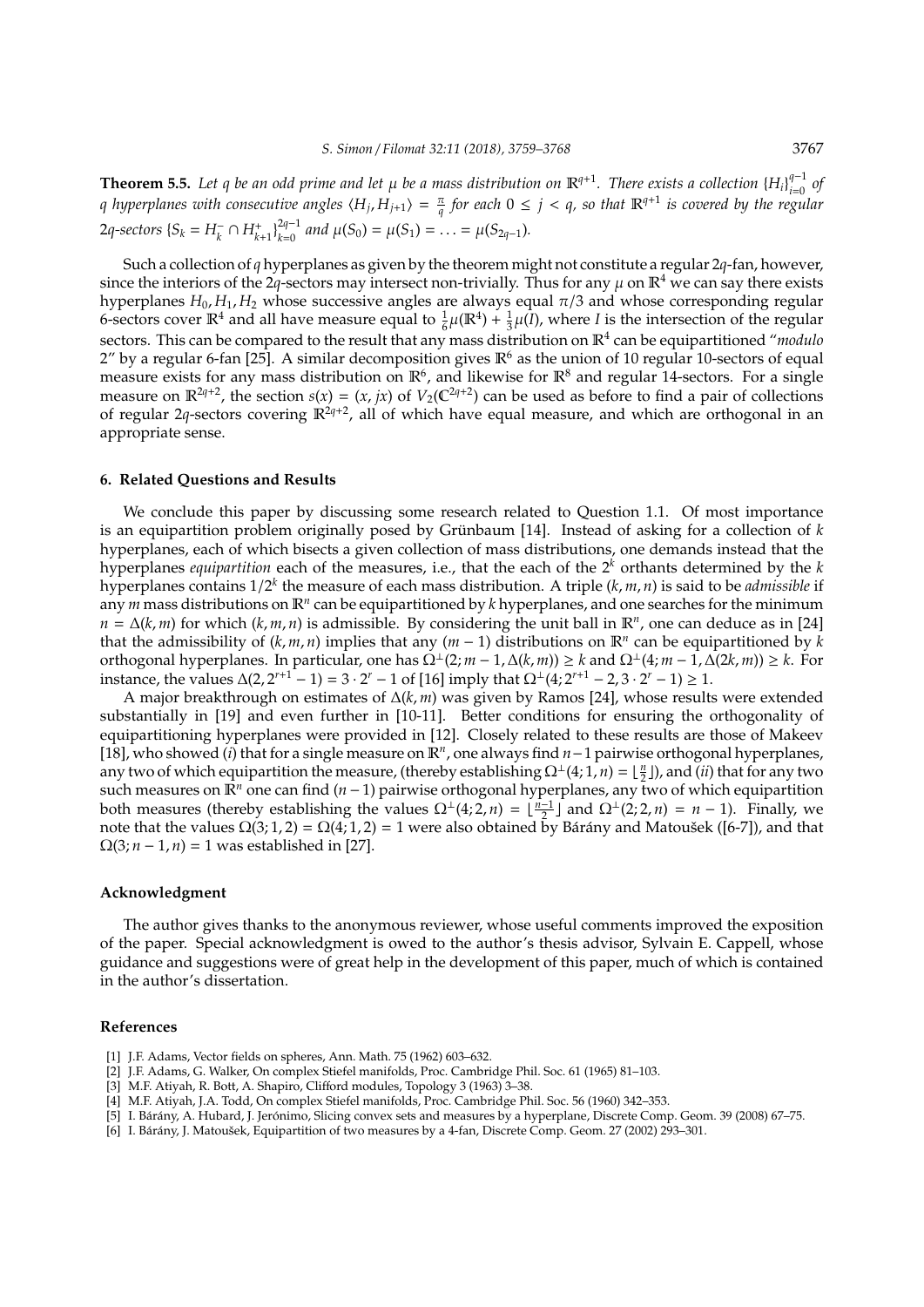**Theorem 5.5.** *Let $q$ be an odd prime and let $\mu$ be a mass distribution on $\mathbb{R}^{q+1}$. There exists a collection $\{H_i\}_{i=0}^{q-1}$ of $q$ hyperplanes with consecutive angles $\langle H_j, H_{j+1}\rangle = \frac{\pi}{q}$ for each $0 \leq j < q$, so that $\mathbb{R}^{q+1}$ is covered by the regular $2q$-sectors $\{S_k = H_k^- \cap H_{k+1}^+\}_{k=0}^{2q-1}$ and $\mu(S_0) = \mu(S_1) = \ldots = \mu(S_{2q-1})$.*

Such a collection of $q$ hyperplanes as given by the theorem might not constitute a regular $2q$-fan, however, since the interiors of the $2q$-sectors may intersect non-trivially. Thus for any $\mu$ on $\mathbb{R}^4$ we can say there exists hyperplanes $H_0, H_1, H_2$ whose successive angles are always equal $\pi/3$ and whose corresponding regular 6-sectors cover $\mathbb{R}^4$ and all have measure equal to $\frac{1}{6}\mu(\mathbb{R}^4) + \frac{1}{3}\mu(I)$, where $I$ is the intersection of the regular sectors. This can be compared to the result that any mass distribution on $\mathbb{R}^4$ can be equipartitioned "*modulo* 2" by a regular 6-fan [25]. A similar decomposition gives $\mathbb{R}^6$ as the union of 10 regular 10-sectors of equal measure exists for any mass distribution on $\mathbb{R}^6$, and likewise for $\mathbb{R}^8$ and regular 14-sectors. For a single measure on $\mathbb{R}^{2q+2}$, the section $s(x) = (x, jx)$ of $V_2(\mathbb{C}^{2q+2})$ can be used as before to find a pair of collections of regular $2q$-sectors covering $\mathbb{R}^{2q+2}$, all of which have equal measure, and which are orthogonal in an appropriate sense.

## 6. Related Questions and Results

We conclude this paper by discussing some research related to Question 1.1. Of most importance is an equipartition problem originally posed by Grünbaum [14]. Instead of asking for a collection of $k$ hyperplanes, each of which bisects a given collection of mass distributions, one demands instead that the hyperplanes *equipartition* each of the measures, i.e., that the each of the $2^k$ orthants determined by the $k$ hyperplanes contains $1/2^k$ the measure of each mass distribution. A triple $(k, m, n)$ is said to be *admissible* if any $m$ mass distributions on $\mathbb{R}^n$ can be equipartitioned by $k$ hyperplanes, and one searches for the minimum $n = \Delta(k, m)$ for which $(k, m, n)$ is admissible. By considering the unit ball in $\mathbb{R}^n$, one can deduce as in [24] that the admissibility of $(k, m, n)$ implies that any $(m-1)$ distributions on $\mathbb{R}^n$ can be equipartitioned by $k$ orthogonal hyperplanes. In particular, one has $\Omega^{\perp}(2; m-1, \Delta(k, m)) \geq k$ and $\Omega^{\perp}(4; m-1, \Delta(2k, m)) \geq k$. For instance, the values $\Delta(2, 2^{r+1}-1) = 3 \cdot 2^r - 1$ of [16] imply that $\Omega^{\perp}(4; 2^{r+1}-2, 3 \cdot 2^r - 1) \geq 1$.

A major breakthrough on estimates of $\Delta(k, m)$ was given by Ramos [24], whose results were extended substantially in [19] and even further in [10-11]. Better conditions for ensuring the orthogonality of equipartitioning hyperplanes were provided in [12]. Closely related to these results are those of Makeev [18], who showed (*i*) that for a single measure on $\mathbb{R}^n$, one always find $n-1$ pairwise orthogonal hyperplanes, any two of which equipartition the measure, (thereby establishing $\Omega^{\perp}(4; 1, n) = \lfloor \frac{n}{2} \rfloor$), and (*ii*) that for any two such measures on $\mathbb{R}^n$ one can find $(n-1)$ pairwise orthogonal hyperplanes, any two of which equipartition both measures (thereby establishing the values $\Omega^{\perp}(4; 2, n) = \lfloor \frac{n-1}{2} \rfloor$ and $\Omega^{\perp}(2; 2, n) = n-1$). Finally, we note that the values $\Omega(3; 1, 2) = \Omega(4; 1, 2) = 1$ were also obtained by Bárány and Matoušek ([6-7]), and that $\Omega(3; n-1, n) = 1$ was established in [27].

### Acknowledgment

The author gives thanks to the anonymous reviewer, whose useful comments improved the exposition of the paper. Special acknowledgment is owed to the author's thesis advisor, Sylvain E. Cappell, whose guidance and suggestions were of great help in the development of this paper, much of which is contained in the author's dissertation.

### References

[1] J.F. Adams, Vector fields on spheres, Ann. Math. 75 (1962) 603–632.

[2] J.F. Adams, G. Walker, On complex Stiefel manifolds, Proc. Cambridge Phil. Soc. 61 (1965) 81–103.

[3] M.F. Atiyah, R. Bott, A. Shapiro, Clifford modules, Topology 3 (1963) 3–38.

[4] M.F. Atiyah, J.A. Todd, On complex Stiefel manifolds, Proc. Cambridge Phil. Soc. 56 (1960) 342–353.

[5] I. Bárány, A. Hubard, J. Jerónimo, Slicing convex sets and measures by a hyperplane, Discrete Comp. Geom. 39 (2008) 67–75.

[6] I. Bárány, J. Matoušek, Equipartition of two measures by a 4-fan, Discrete Comp. Geom. 27 (2002) 293–301.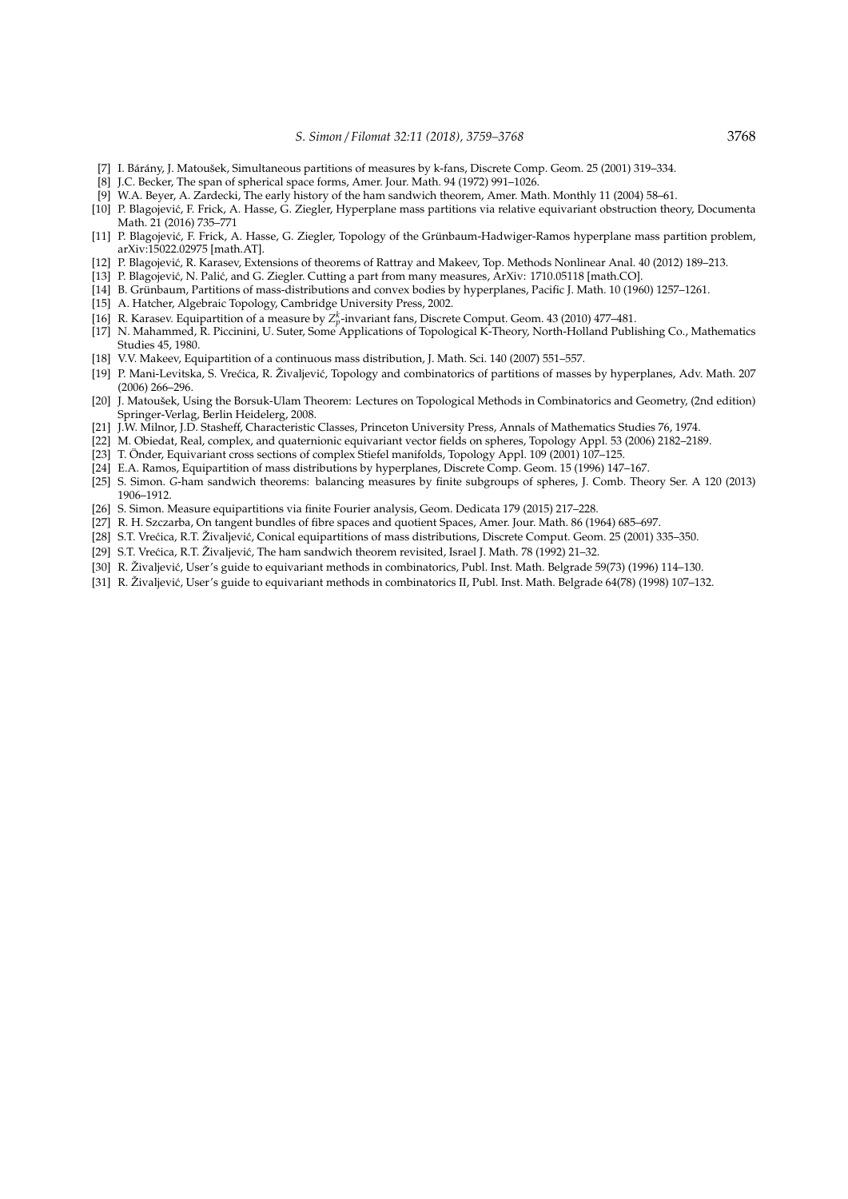[7] I. Bárány, J. Matoušek, Simultaneous partitions of measures by k-fans, Discrete Comp. Geom. 25 (2001) 319–334.
[8] J.C. Becker, The span of spherical space forms, Amer. Jour. Math. 94 (1972) 991–1026.
[9] W.A. Beyer, A. Zardecki, The early history of the ham sandwich theorem, Amer. Math. Monthly 11 (2004) 58–61.
[10] P. Blagojević, F. Frick, A. Hasse, G. Ziegler, Hyperplane mass partitions via relative equivariant obstruction theory, Documenta Math. 21 (2016) 735–771
[11] P. Blagojević, F. Frick, A. Hasse, G. Ziegler, Topology of the Grünbaum-Hadwiger-Ramos hyperplane mass partition problem, arXiv:15022.02975 [math.AT].
[12] P. Blagojević, R. Karasev, Extensions of theorems of Rattray and Makeev, Top. Methods Nonlinear Anal. 40 (2012) 189–213.
[13] P. Blagojević, N. Palić, and G. Ziegler. Cutting a part from many measures, ArXiv: 1710.05118 [math.CO].
[14] B. Grünbaum, Partitions of mass-distributions and convex bodies by hyperplanes, Pacific J. Math. 10 (1960) 1257–1261.
[15] A. Hatcher, Algebraic Topology, Cambridge University Press, 2002.
[16] R. Karasev. Equipartition of a measure by $Z_p^k$-invariant fans, Discrete Comput. Geom. 43 (2010) 477–481.
[17] N. Mahammed, R. Piccinini, U. Suter, Some Applications of Topological K-Theory, North-Holland Publishing Co., Mathematics Studies 45, 1980.
[18] V.V. Makeev, Equipartition of a continuous mass distribution, J. Math. Sci. 140 (2007) 551–557.
[19] P. Mani-Levitska, S. Vrećica, R. Živaljević, Topology and combinatorics of partitions of masses by hyperplanes, Adv. Math. 207 (2006) 266–296.
[20] J. Matoušek, Using the Borsuk-Ulam Theorem: Lectures on Topological Methods in Combinatorics and Geometry, (2nd edition) Springer-Verlag, Berlin Heidelerg, 2008.
[21] J.W. Milnor, J.D. Stasheff, Characteristic Classes, Princeton University Press, Annals of Mathematics Studies 76, 1974.
[22] M. Obiedat, Real, complex, and quaternionic equivariant vector fields on spheres, Topology Appl. 53 (2006) 2182–2189.
[23] T. Önder, Equivariant cross sections of complex Stiefel manifolds, Topology Appl. 109 (2001) 107–125.
[24] E.A. Ramos, Equipartition of mass distributions by hyperplanes, Discrete Comp. Geom. 15 (1996) 147–167.
[25] S. Simon. *G*-ham sandwich theorems: balancing measures by finite subgroups of spheres, J. Comb. Theory Ser. A 120 (2013) 1906–1912.
[26] S. Simon. Measure equipartitions via finite Fourier analysis, Geom. Dedicata 179 (2015) 217–228.
[27] R. H. Szczarba, On tangent bundles of fibre spaces and quotient Spaces, Amer. Jour. Math. 86 (1964) 685–697.
[28] S.T. Vrećica, R.T. Živaljević, Conical equipartitions of mass distributions, Discrete Comput. Geom. 25 (2001) 335–350.
[29] S.T. Vrećica, R.T. Živaljević, The ham sandwich theorem revisited, Israel J. Math. 78 (1992) 21–32.
[30] R. Živaljević, User's guide to equivariant methods in combinatorics, Publ. Inst. Math. Belgrade 59(73) (1996) 114–130.
[31] R. Živaljević, User's guide to equivariant methods in combinatorics II, Publ. Inst. Math. Belgrade 64(78) (1998) 107–132.